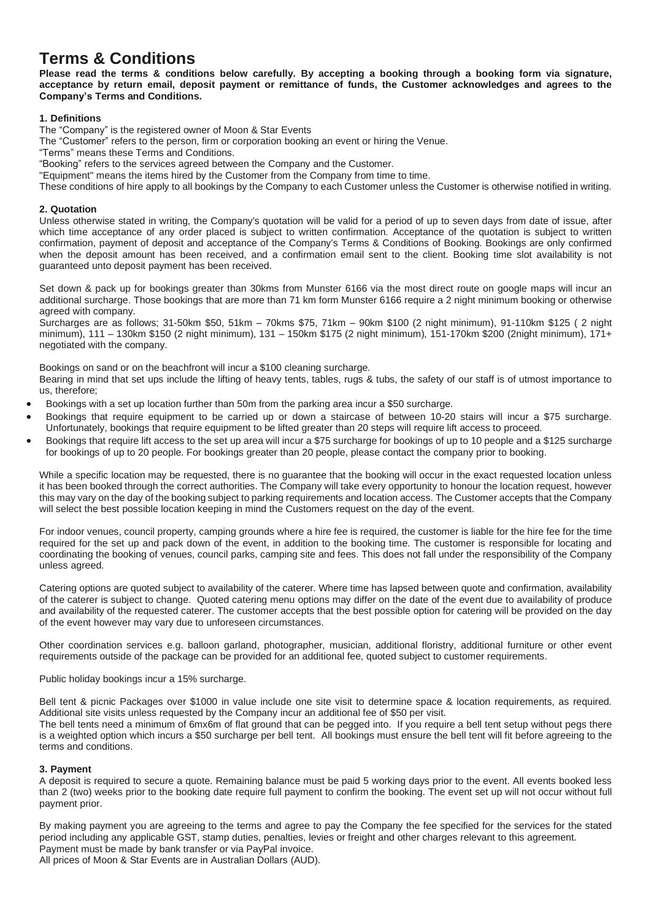# Terms & Conditions

**Please read the terms & conditions below carefully. By accepting a booking through a booking form via signature, acceptance by return email, deposit payment or remittance of funds, the Customer acknowledges and agrees to the Company's Terms and Conditions.**

### 1. Definitions

The "Company" is the registered owner of Moon & Star Events

The "Customer" refers to the person, firm or corporation booking an event or hiring the Venue.

"Terms" means these Terms and Conditions.

"Booking" refers to the services agreed between the Company and the Customer.

"Equipment" means the items hired by the Customer from the Company from time to time.

These conditions of hire apply to all bookings by the Company to each Customer unless the Customer is otherwise notified in writing.

### 2. Quotation

Unless otherwise stated in writing, the Company's quotation will be valid for a period of up to seven days from date of issue, after which time acceptance of any order placed is subject to written confirmation. Acceptance of the quotation is subject to written confirmation, payment of deposit and acceptance of the Company's Terms & Conditions of Booking. Bookings are only confirmed when the deposit amount has been received, and a confirmation email sent to the client. Booking time slot availability is not guaranteed unto deposit payment has been received.

Set down & pack up for bookings greater than 30kms from Munster 6166 via the most direct route on google maps will incur an additional surcharge. Those bookings that are more than 71 km form Munster 6166 require a 2 night minimum booking or otherwise agreed with company.

Surcharges are as follows; 31-50km $50, 51km – 70kms $75, 71km – 90km $100 (2 night minimum), 91-110km $125 ( 2 night minimum), 111 – 130km $150 (2 night minimum), 131 – 150km $175 (2 night minimum), 151-170km $200 (2night minimum), 171+ negotiated with the company.

Bookings on sand or on the beachfront will incur a $100 cleaning surcharge.

Bearing in mind that set ups include the lifting of heavy tents, tables, rugs & tubs, the safety of our staff is of utmost importance to us, therefore;

- Bookings with a set up location further than 50m from the parking area incur a $50 surcharge.
- Bookings that require equipment to be carried up or down a staircase of between 10-20 stairs will incur a $75 surcharge. Unfortunately, bookings that require equipment to be lifted greater than 20 steps will require lift access to proceed.
- Bookings that require lift access to the set up area will incur a $75 surcharge for bookings of up to 10 people and a $125 surcharge for bookings of up to 20 people. For bookings greater than 20 people, please contact the company prior to booking.

While a specific location may be requested, there is no guarantee that the booking will occur in the exact requested location unless it has been booked through the correct authorities. The Company will take every opportunity to honour the location request, however this may vary on the day of the booking subject to parking requirements and location access. The Customer accepts that the Company will select the best possible location keeping in mind the Customers request on the day of the event.

For indoor venues, council property, camping grounds where a hire fee is required, the customer is liable for the hire fee for the time required for the set up and pack down of the event, in addition to the booking time. The customer is responsible for locating and coordinating the booking of venues, council parks, camping site and fees. This does not fall under the responsibility of the Company unless agreed.

Catering options are quoted subject to availability of the caterer. Where time has lapsed between quote and confirmation, availability of the caterer is subject to change. Quoted catering menu options may differ on the date of the event due to availability of produce and availability of the requested caterer. The customer accepts that the best possible option for catering will be provided on the day of the event however may vary due to unforeseen circumstances.

Other coordination services e.g. balloon garland, photographer, musician, additional floristry, additional furniture or other event requirements outside of the package can be provided for an additional fee, quoted subject to customer requirements.

Public holiday bookings incur a 15% surcharge.

Bell tent & picnic Packages over $1000 in value include one site visit to determine space & location requirements, as required. Additional site visits unless requested by the Company incur an additional fee of $50 per visit.

The bell tents need a minimum of 6mx6m of flat ground that can be pegged into. If you require a bell tent setup without pegs there is a weighted option which incurs a $50 surcharge per bell tent. All bookings must ensure the bell tent will fit before agreeing to the terms and conditions.

### 3. Payment

A deposit is required to secure a quote. Remaining balance must be paid 5 working days prior to the event. All events booked less than 2 (two) weeks prior to the booking date require full payment to confirm the booking. The event set up will not occur without full payment prior.

By making payment you are agreeing to the terms and agree to pay the Company the fee specified for the services for the stated period including any applicable GST, stamp duties, penalties, levies or freight and other charges relevant to this agreement.

Payment must be made by bank transfer or via PayPal invoice.

All prices of Moon & Star Events are in Australian Dollars (AUD).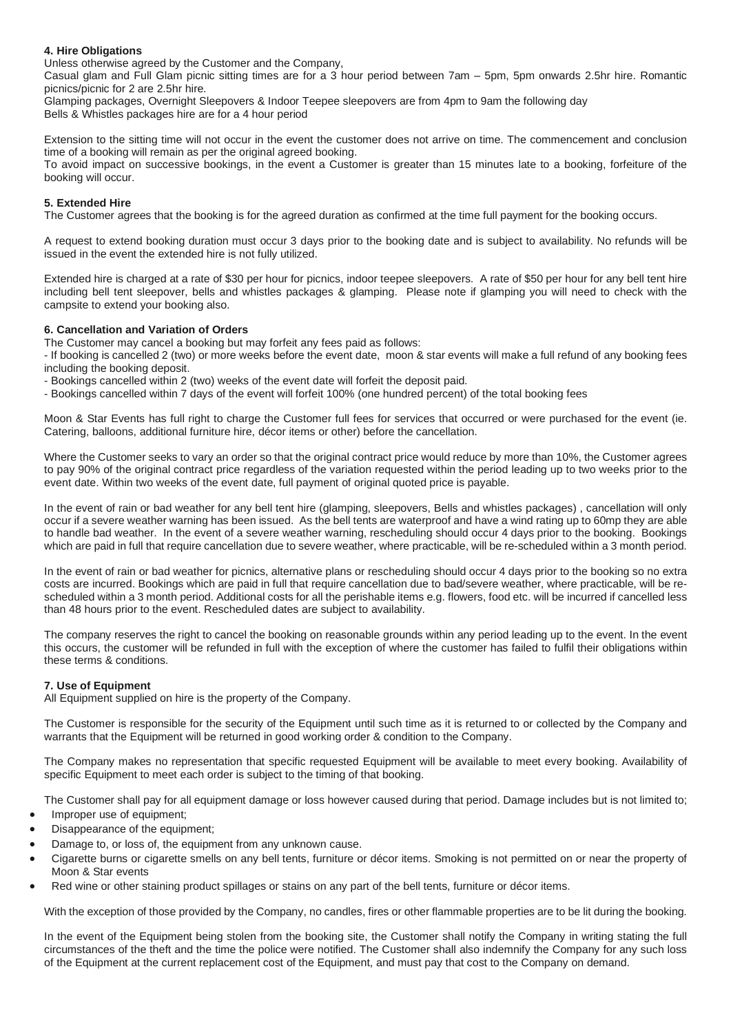### 4. Hire Obligations

Unless otherwise agreed by the Customer and the Company,

Casual glam and Full Glam picnic sitting times are for a 3 hour period between 7am – 5pm, 5pm onwards 2.5hr hire. Romantic picnics/picnic for 2 are 2.5hr hire.

Glamping packages, Overnight Sleepovers & Indoor Teepee sleepovers are from 4pm to 9am the following day

Bells & Whistles packages hire are for a 4 hour period

Extension to the sitting time will not occur in the event the customer does not arrive on time. The commencement and conclusion time of a booking will remain as per the original agreed booking.

To avoid impact on successive bookings, in the event a Customer is greater than 15 minutes late to a booking, forfeiture of the booking will occur.

### 5. Extended Hire

The Customer agrees that the booking is for the agreed duration as confirmed at the time full payment for the booking occurs.

A request to extend booking duration must occur 3 days prior to the booking date and is subject to availability. No refunds will be issued in the event the extended hire is not fully utilized.

Extended hire is charged at a rate of $30 per hour for picnics, indoor teepee sleepovers. A rate of $50 per hour for any bell tent hire including bell tent sleepover, bells and whistles packages & glamping. Please note if glamping you will need to check with the campsite to extend your booking also.

### 6. Cancellation and Variation of Orders

The Customer may cancel a booking but may forfeit any fees paid as follows:

- If booking is cancelled 2 (two) or more weeks before the event date, moon & star events will make a full refund of any booking fees including the booking deposit.
- Bookings cancelled within 2 (two) weeks of the event date will forfeit the deposit paid.
- Bookings cancelled within 7 days of the event will forfeit 100% (one hundred percent) of the total booking fees

Moon & Star Events has full right to charge the Customer full fees for services that occurred or were purchased for the event (ie. Catering, balloons, additional furniture hire, décor items or other) before the cancellation.

Where the Customer seeks to vary an order so that the original contract price would reduce by more than 10%, the Customer agrees to pay 90% of the original contract price regardless of the variation requested within the period leading up to two weeks prior to the event date. Within two weeks of the event date, full payment of original quoted price is payable.

In the event of rain or bad weather for any bell tent hire (glamping, sleepovers, Bells and whistles packages) , cancellation will only occur if a severe weather warning has been issued. As the bell tents are waterproof and have a wind rating up to 60mp they are able to handle bad weather. In the event of a severe weather warning, rescheduling should occur 4 days prior to the booking. Bookings which are paid in full that require cancellation due to severe weather, where practicable, will be re-scheduled within a 3 month period.

In the event of rain or bad weather for picnics, alternative plans or rescheduling should occur 4 days prior to the booking so no extra costs are incurred. Bookings which are paid in full that require cancellation due to bad/severe weather, where practicable, will be re-scheduled within a 3 month period. Additional costs for all the perishable items e.g. flowers, food etc. will be incurred if cancelled less than 48 hours prior to the event. Rescheduled dates are subject to availability.

The company reserves the right to cancel the booking on reasonable grounds within any period leading up to the event. In the event this occurs, the customer will be refunded in full with the exception of where the customer has failed to fulfil their obligations within these terms & conditions.

### 7. Use of Equipment

All Equipment supplied on hire is the property of the Company.

The Customer is responsible for the security of the Equipment until such time as it is returned to or collected by the Company and warrants that the Equipment will be returned in good working order & condition to the Company.

The Company makes no representation that specific requested Equipment will be available to meet every booking. Availability of specific Equipment to meet each order is subject to the timing of that booking.

The Customer shall pay for all equipment damage or loss however caused during that period. Damage includes but is not limited to;

- Improper use of equipment;
- Disappearance of the equipment;
- Damage to, or loss of, the equipment from any unknown cause.
- Cigarette burns or cigarette smells on any bell tents, furniture or décor items. Smoking is not permitted on or near the property of Moon & Star events
- Red wine or other staining product spillages or stains on any part of the bell tents, furniture or décor items.

With the exception of those provided by the Company, no candles, fires or other flammable properties are to be lit during the booking.

In the event of the Equipment being stolen from the booking site, the Customer shall notify the Company in writing stating the full circumstances of the theft and the time the police were notified. The Customer shall also indemnify the Company for any such loss of the Equipment at the current replacement cost of the Equipment, and must pay that cost to the Company on demand.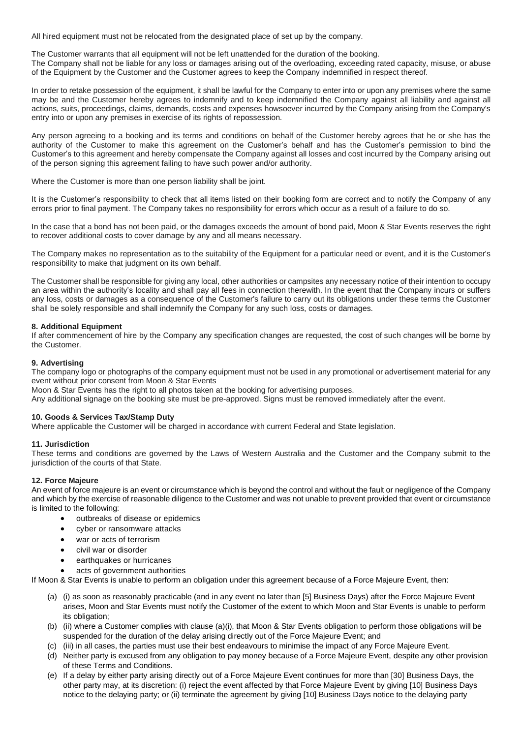All hired equipment must not be relocated from the designated place of set up by the company.

The Customer warrants that all equipment will not be left unattended for the duration of the booking.
The Company shall not be liable for any loss or damages arising out of the overloading, exceeding rated capacity, misuse, or abuse of the Equipment by the Customer and the Customer agrees to keep the Company indemnified in respect thereof.

In order to retake possession of the equipment, it shall be lawful for the Company to enter into or upon any premises where the same may be and the Customer hereby agrees to indemnify and to keep indemnified the Company against all liability and against all actions, suits, proceedings, claims, demands, costs and expenses howsoever incurred by the Company arising from the Company's entry into or upon any premises in exercise of its rights of repossession.

Any person agreeing to a booking and its terms and conditions on behalf of the Customer hereby agrees that he or she has the authority of the Customer to make this agreement on the Customer's behalf and has the Customer's permission to bind the Customer's to this agreement and hereby compensate the Company against all losses and cost incurred by the Company arising out of the person signing this agreement failing to have such power and/or authority.

Where the Customer is more than one person liability shall be joint.

It is the Customer's responsibility to check that all items listed on their booking form are correct and to notify the Company of any errors prior to final payment. The Company takes no responsibility for errors which occur as a result of a failure to do so.

In the case that a bond has not been paid, or the damages exceeds the amount of bond paid, Moon & Star Events reserves the right to recover additional costs to cover damage by any and all means necessary.

The Company makes no representation as to the suitability of the Equipment for a particular need or event, and it is the Customer's responsibility to make that judgment on its own behalf.

The Customer shall be responsible for giving any local, other authorities or campsites any necessary notice of their intention to occupy an area within the authority's locality and shall pay all fees in connection therewith. In the event that the Company incurs or suffers any loss, costs or damages as a consequence of the Customer's failure to carry out its obligations under these terms the Customer shall be solely responsible and shall indemnify the Company for any such loss, costs or damages.

**8. Additional Equipment**
If after commencement of hire by the Company any specification changes are requested, the cost of such changes will be borne by the Customer.

**9. Advertising**
The company logo or photographs of the company equipment must not be used in any promotional or advertisement material for any event without prior consent from Moon & Star Events
Moon & Star Events has the right to all photos taken at the booking for advertising purposes.
Any additional signage on the booking site must be pre-approved. Signs must be removed immediately after the event.

**10. Goods & Services Tax/Stamp Duty**
Where applicable the Customer will be charged in accordance with current Federal and State legislation.

**11. Jurisdiction**
These terms and conditions are governed by the Laws of Western Australia and the Customer and the Company submit to the jurisdiction of the courts of that State.

**12. Force Majeure**
An event of force majeure is an event or circumstance which is beyond the control and without the fault or negligence of the Company and which by the exercise of reasonable diligence to the Customer and was not unable to prevent provided that event or circumstance is limited to the following:

- outbreaks of disease or epidemics
- cyber or ransomware attacks
- war or acts of terrorism
- civil war or disorder
- earthquakes or hurricanes
- acts of government authorities

If Moon & Star Events is unable to perform an obligation under this agreement because of a Force Majeure Event, then:

(a) (i) as soon as reasonably practicable (and in any event no later than [5] Business Days) after the Force Majeure Event arises, Moon and Star Events must notify the Customer of the extent to which Moon and Star Events is unable to perform its obligation;

(b) (ii) where a Customer complies with clause (a)(i), that Moon & Star Events obligation to perform those obligations will be suspended for the duration of the delay arising directly out of the Force Majeure Event; and

(c) (iii) in all cases, the parties must use their best endeavours to minimise the impact of any Force Majeure Event.

(d) Neither party is excused from any obligation to pay money because of a Force Majeure Event, despite any other provision of these Terms and Conditions.

(e) If a delay by either party arising directly out of a Force Majeure Event continues for more than [30] Business Days, the other party may, at its discretion: (i) reject the event affected by that Force Majeure Event by giving [10] Business Days notice to the delaying party; or (ii) terminate the agreement by giving [10] Business Days notice to the delaying party